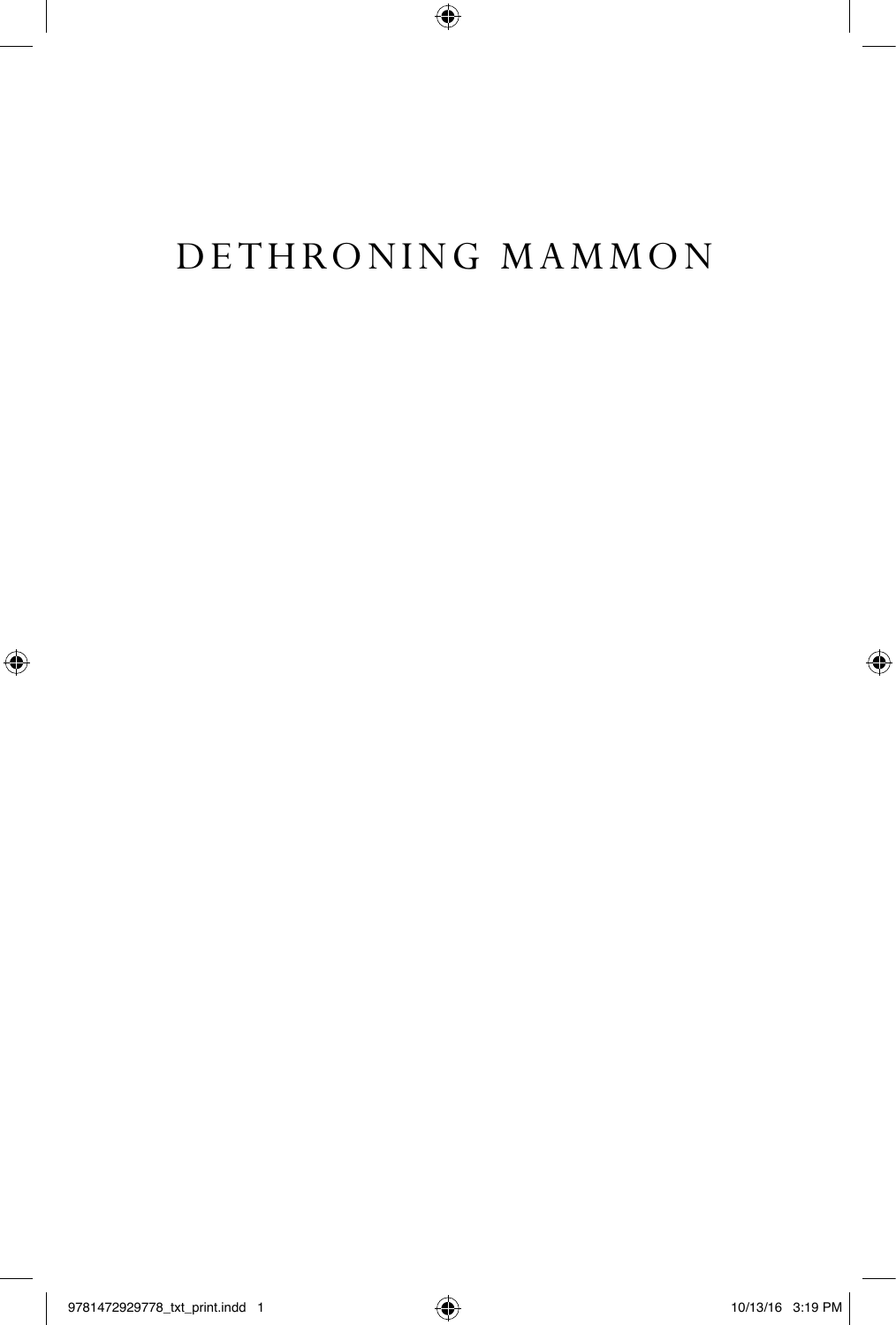# DETHRONING MAMMON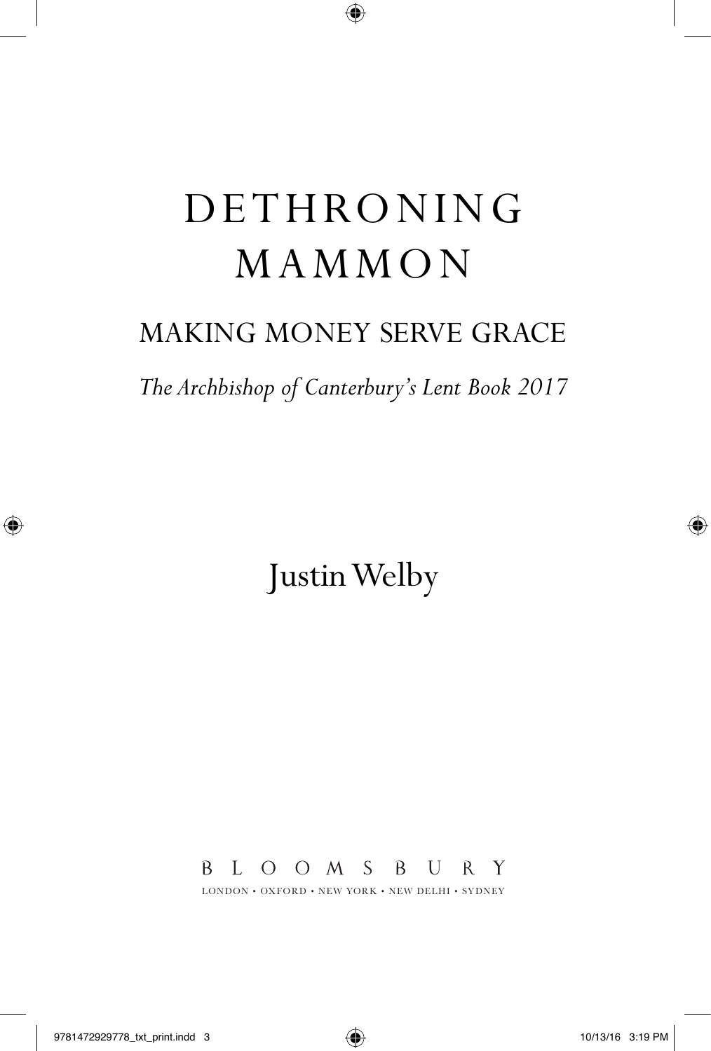# DETHRONING MAMMON

## MAKING MONEY SERVE GRACE

*The Archbishop of Canterbury's Lent Book 2017*

Justin Welby

BLOOMSBURY

LONDON • OXFORD • NEW YORK • NEW DELHI • SYDNEY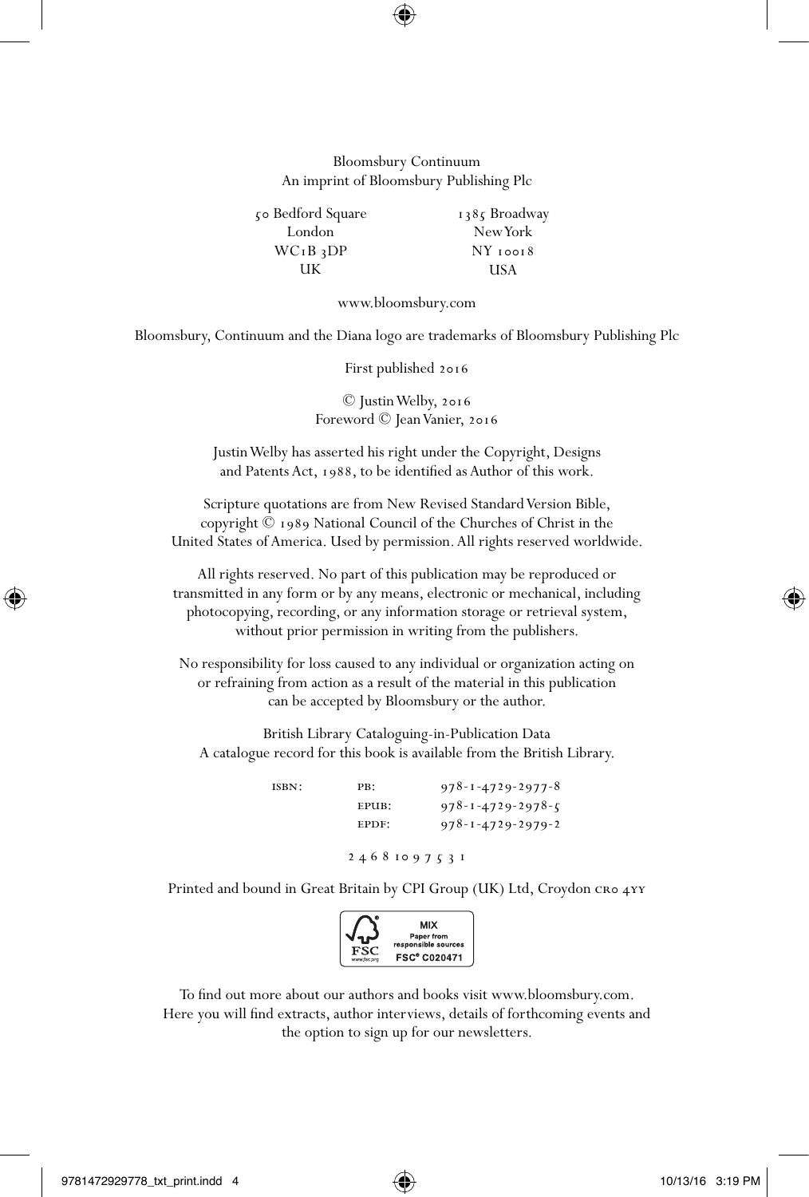Bloomsbury Continuum
An imprint of Bloomsbury Publishing Plc

50 Bedford Square
London
WC1B 3DP
UK

1385 Broadway
New York
NY 10018
USA

www.bloomsbury.com

Bloomsbury, Continuum and the Diana logo are trademarks of Bloomsbury Publishing Plc

First published 2016

© Justin Welby, 2016
Foreword © Jean Vanier, 2016

Justin Welby has asserted his right under the Copyright, Designs and Patents Act, 1988, to be identified as Author of this work.

Scripture quotations are from New Revised Standard Version Bible, copyright © 1989 National Council of the Churches of Christ in the United States of America. Used by permission. All rights reserved worldwide.

All rights reserved. No part of this publication may be reproduced or transmitted in any form or by any means, electronic or mechanical, including photocopying, recording, or any information storage or retrieval system, without prior permission in writing from the publishers.

No responsibility for loss caused to any individual or organization acting on or refraining from action as a result of the material in this publication can be accepted by Bloomsbury or the author.

British Library Cataloguing-in-Publication Data
A catalogue record for this book is available from the British Library.

ISBN: PB: 978-1-4729-2977-8
EPUB: 978-1-4729-2978-5
EPDF: 978-1-4729-2979-2

2 4 6 8 10 9 7 5 3 1

Printed and bound in Great Britain by CPI Group (UK) Ltd, Croydon CR0 4YY

MIX
Paper from responsible sources
FSC® C020471

To find out more about our authors and books visit www.bloomsbury.com. Here you will find extracts, author interviews, details of forthcoming events and the option to sign up for our newsletters.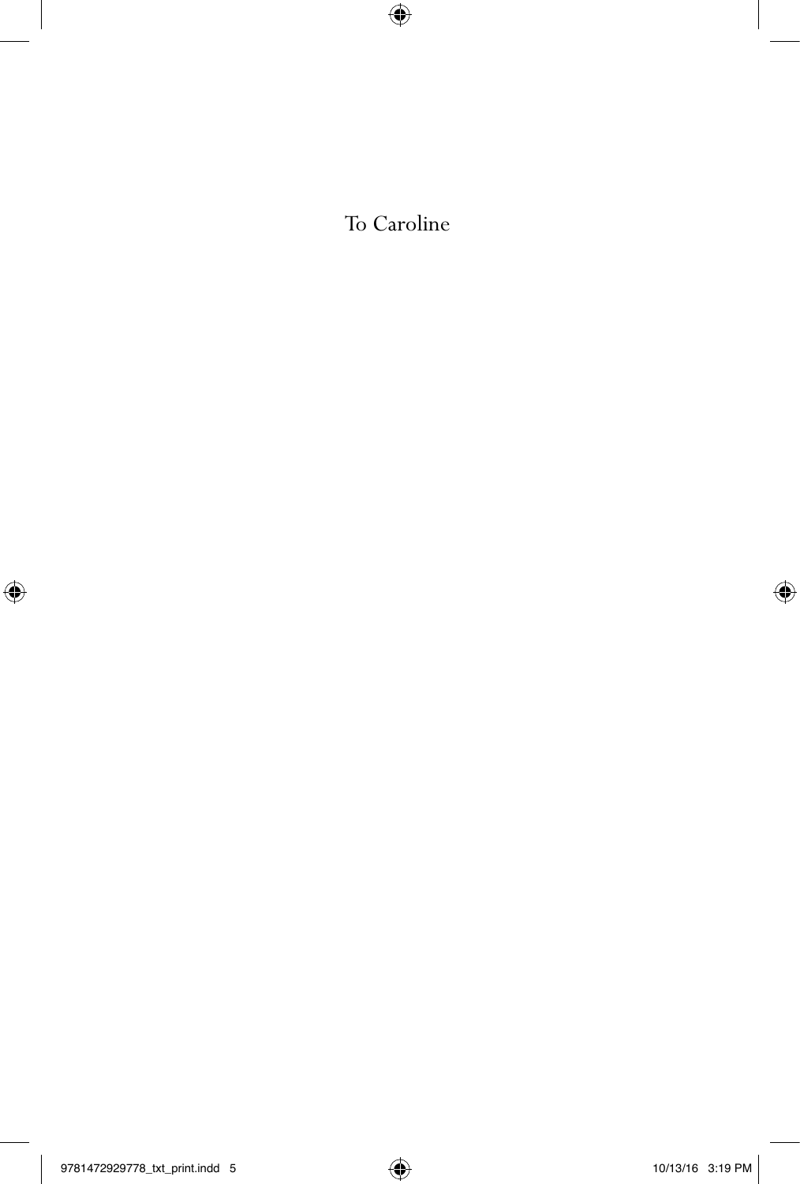To Caroline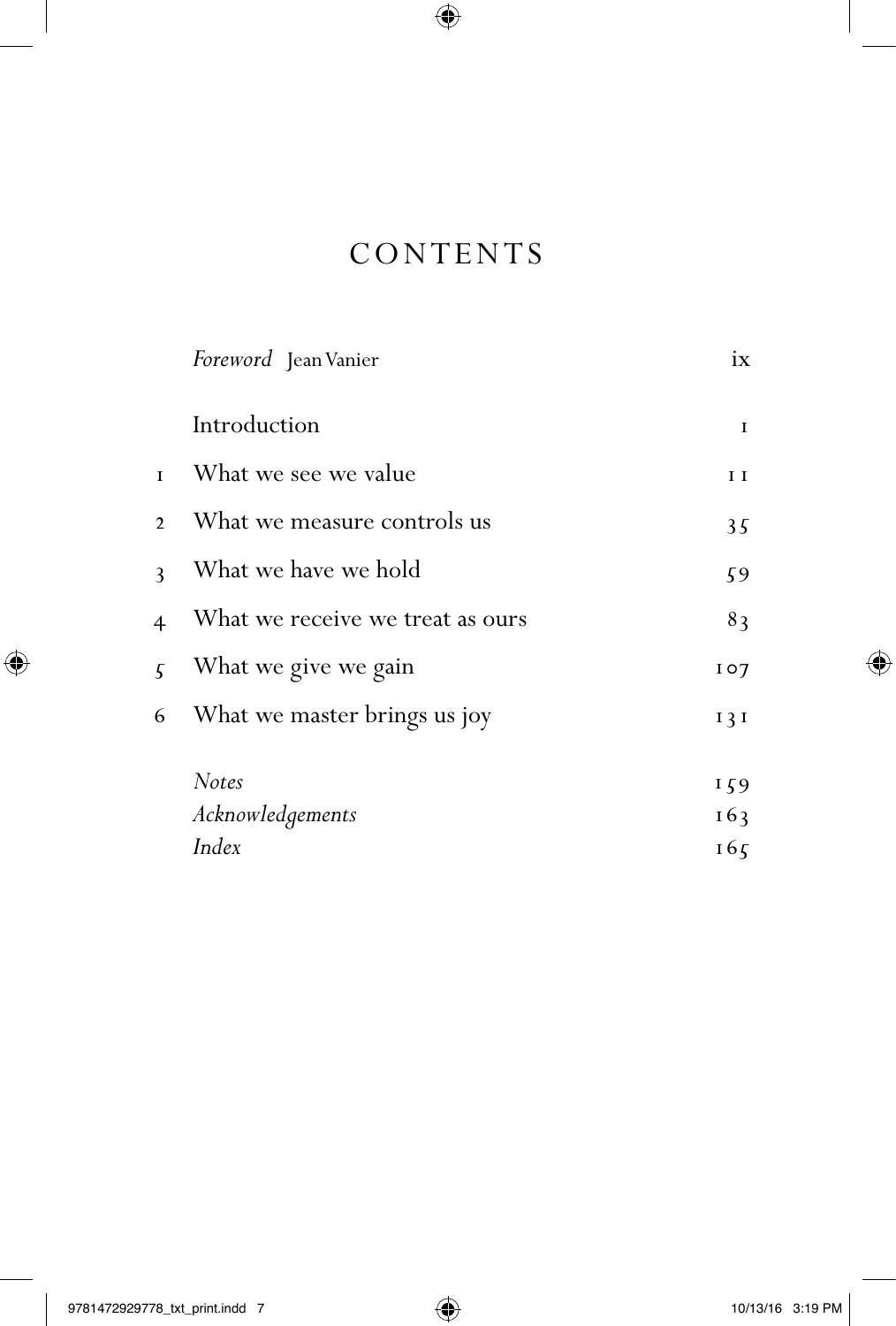# CONTENTS

| | | |
|---|---|---|
| | *Foreword* Jean Vanier | ix |
| | Introduction | 1 |
| 1 | What we see we value | 11 |
| 2 | What we measure controls us | 35 |
| 3 | What we have we hold | 59 |
| 4 | What we receive we treat as ours | 83 |
| 5 | What we give we gain | 107 |
| 6 | What we master brings us joy | 131 |
| | *Notes* | 159 |
| | *Acknowledgements* | 163 |
| | *Index* | 165 |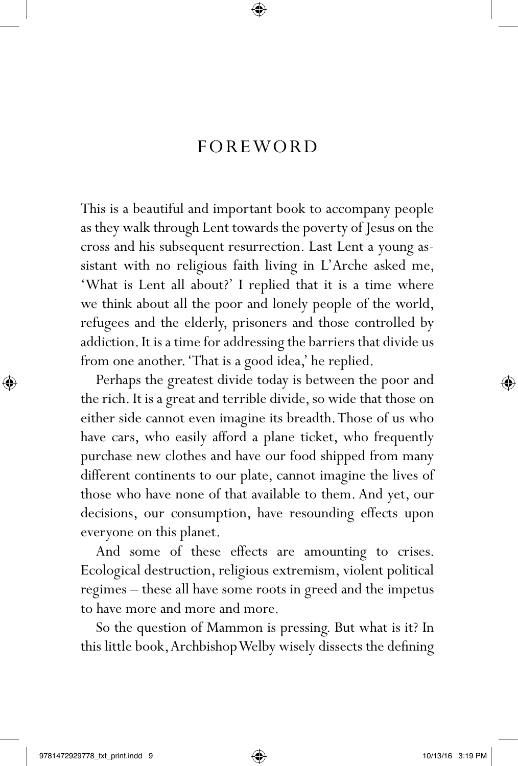# FOREWORD

This is a beautiful and important book to accompany people as they walk through Lent towards the poverty of Jesus on the cross and his subsequent resurrection. Last Lent a young assistant with no religious faith living in L'Arche asked me, 'What is Lent all about?' I replied that it is a time where we think about all the poor and lonely people of the world, refugees and the elderly, prisoners and those controlled by addiction. It is a time for addressing the barriers that divide us from one another. 'That is a good idea,' he replied.

Perhaps the greatest divide today is between the poor and the rich. It is a great and terrible divide, so wide that those on either side cannot even imagine its breadth. Those of us who have cars, who easily afford a plane ticket, who frequently purchase new clothes and have our food shipped from many different continents to our plate, cannot imagine the lives of those who have none of that available to them. And yet, our decisions, our consumption, have resounding effects upon everyone on this planet.

And some of these effects are amounting to crises. Ecological destruction, religious extremism, violent political regimes – these all have some roots in greed and the impetus to have more and more and more.

So the question of Mammon is pressing. But what is it? In this little book, Archbishop Welby wisely dissects the defining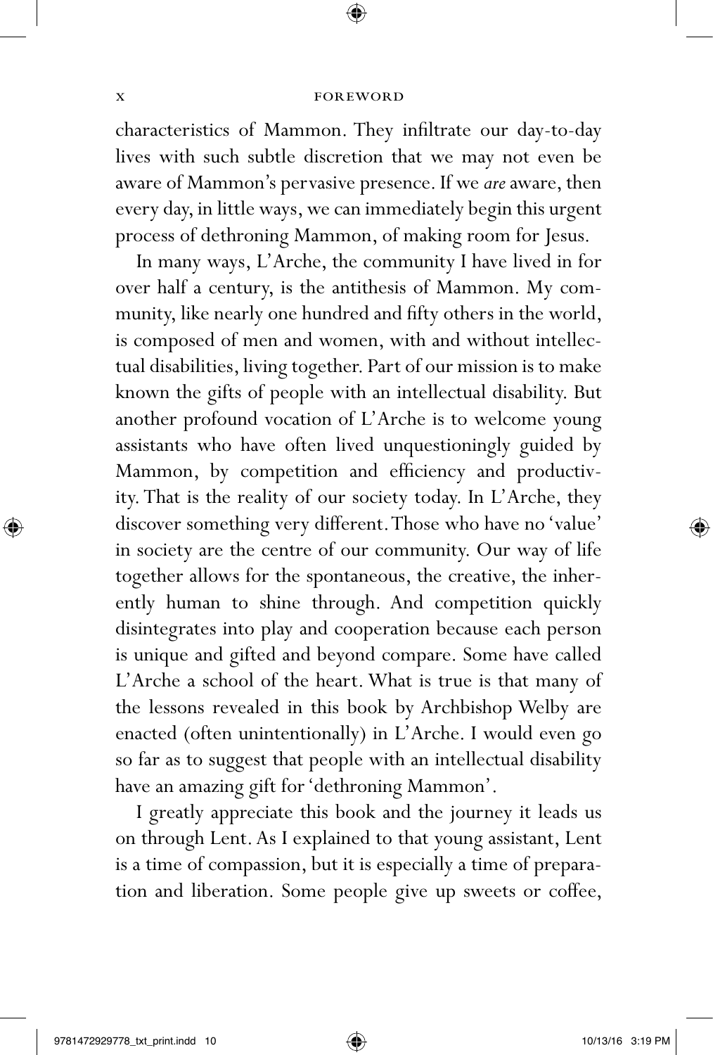characteristics of Mammon. They infiltrate our day-to-day lives with such subtle discretion that we may not even be aware of Mammon's pervasive presence. If we *are* aware, then every day, in little ways, we can immediately begin this urgent process of dethroning Mammon, of making room for Jesus.

In many ways, L'Arche, the community I have lived in for over half a century, is the antithesis of Mammon. My community, like nearly one hundred and fifty others in the world, is composed of men and women, with and without intellectual disabilities, living together. Part of our mission is to make known the gifts of people with an intellectual disability. But another profound vocation of L'Arche is to welcome young assistants who have often lived unquestioningly guided by Mammon, by competition and efficiency and productivity. That is the reality of our society today. In L'Arche, they discover something very different. Those who have no 'value' in society are the centre of our community. Our way of life together allows for the spontaneous, the creative, the inherently human to shine through. And competition quickly disintegrates into play and cooperation because each person is unique and gifted and beyond compare. Some have called L'Arche a school of the heart. What is true is that many of the lessons revealed in this book by Archbishop Welby are enacted (often unintentionally) in L'Arche. I would even go so far as to suggest that people with an intellectual disability have an amazing gift for 'dethroning Mammon'.

I greatly appreciate this book and the journey it leads us on through Lent. As I explained to that young assistant, Lent is a time of compassion, but it is especially a time of preparation and liberation. Some people give up sweets or coffee,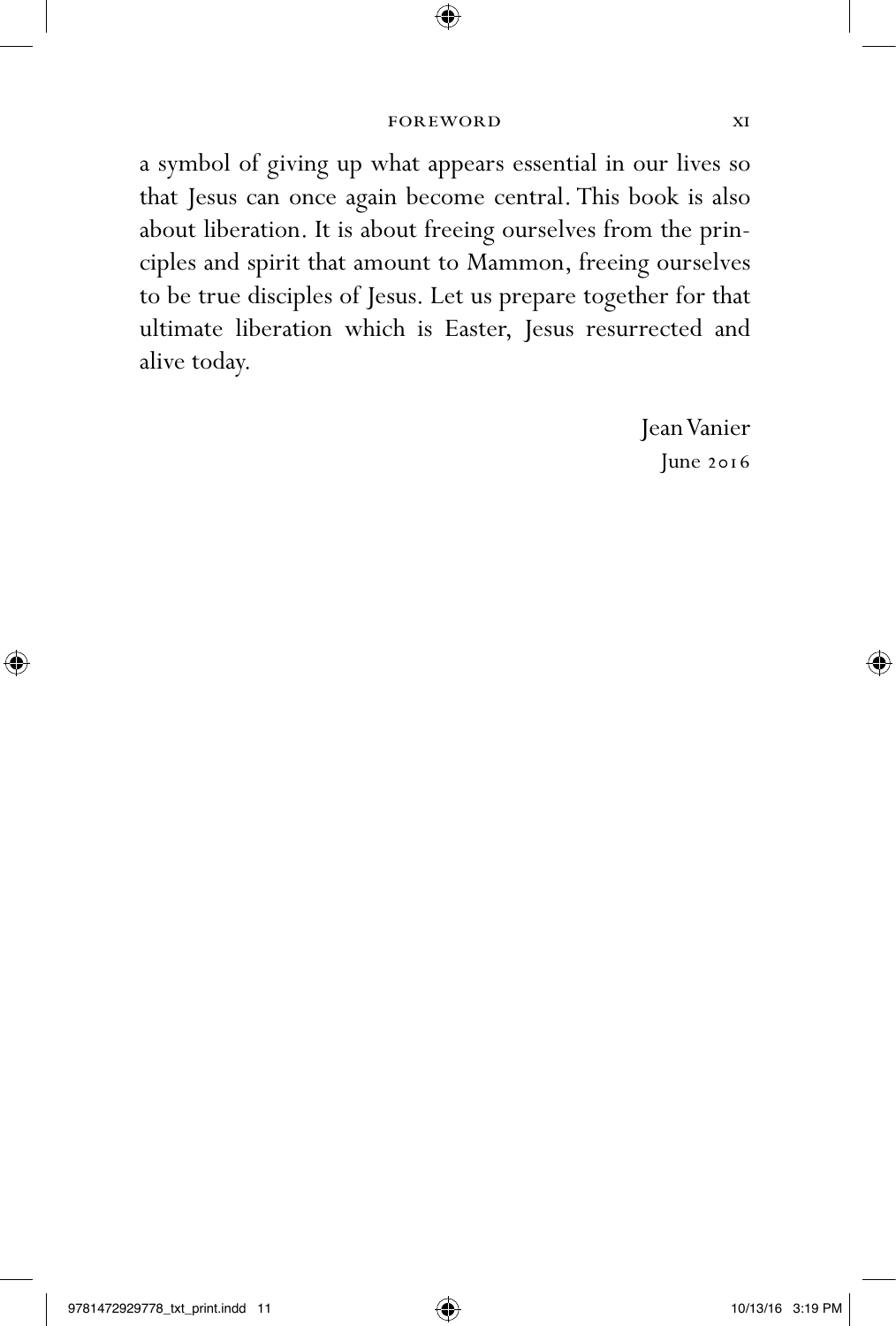a symbol of giving up what appears essential in our lives so that Jesus can once again become central. This book is also about liberation. It is about freeing ourselves from the principles and spirit that amount to Mammon, freeing ourselves to be true disciples of Jesus. Let us prepare together for that ultimate liberation which is Easter, Jesus resurrected and alive today.

Jean Vanier
June 2016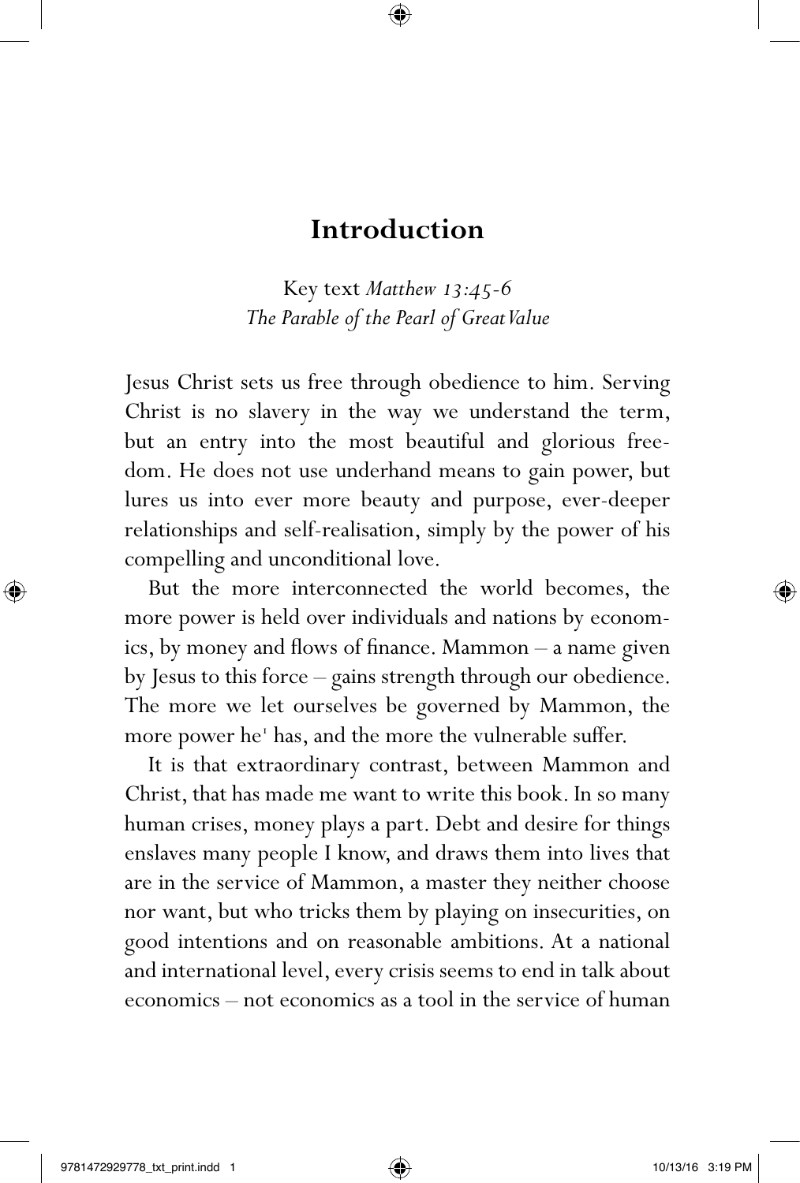# Introduction

Key text *Matthew 13:45-6*
*The Parable of the Pearl of Great Value*

Jesus Christ sets us free through obedience to him. Serving Christ is no slavery in the way we understand the term, but an entry into the most beautiful and glorious freedom. He does not use underhand means to gain power, but lures us into ever more beauty and purpose, ever-deeper relationships and self-realisation, simply by the power of his compelling and unconditional love.

But the more interconnected the world becomes, the more power is held over individuals and nations by economics, by money and flows of finance. Mammon – a name given by Jesus to this force – gains strength through our obedience. The more we let ourselves be governed by Mammon, the more power he[1] has, and the more the vulnerable suffer.

It is that extraordinary contrast, between Mammon and Christ, that has made me want to write this book. In so many human crises, money plays a part. Debt and desire for things enslaves many people I know, and draws them into lives that are in the service of Mammon, a master they neither choose nor want, but who tricks them by playing on insecurities, on good intentions and on reasonable ambitions. At a national and international level, every crisis seems to end in talk about economics – not economics as a tool in the service of human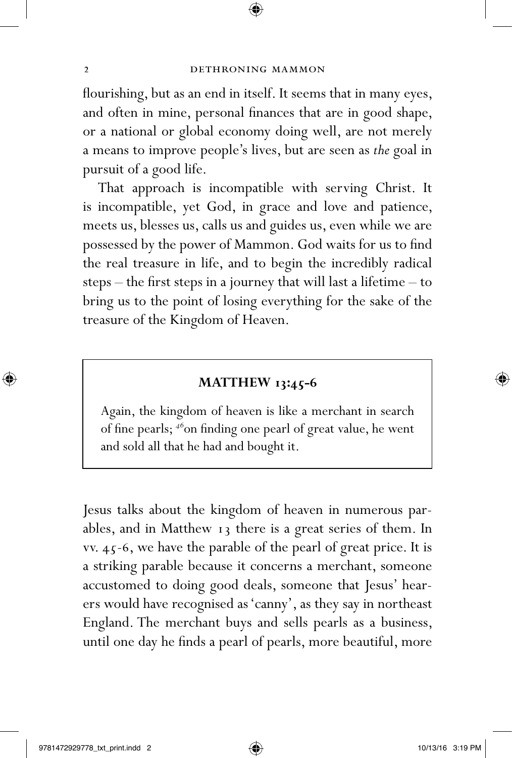flourishing, but as an end in itself. It seems that in many eyes, and often in mine, personal finances that are in good shape, or a national or global economy doing well, are not merely a means to improve people's lives, but are seen as *the* goal in pursuit of a good life.

That approach is incompatible with serving Christ. It is incompatible, yet God, in grace and love and patience, meets us, blesses us, calls us and guides us, even while we are possessed by the power of Mammon. God waits for us to find the real treasure in life, and to begin the incredibly radical steps – the first steps in a journey that will last a lifetime – to bring us to the point of losing everything for the sake of the treasure of the Kingdom of Heaven.

> **MATTHEW 13:45-6**
>
> Again, the kingdom of heaven is like a merchant in search of fine pearls; [46]on finding one pearl of great value, he went and sold all that he had and bought it.

Jesus talks about the kingdom of heaven in numerous parables, and in Matthew 13 there is a great series of them. In vv. 45-6, we have the parable of the pearl of great price. It is a striking parable because it concerns a merchant, someone accustomed to doing good deals, someone that Jesus' hearers would have recognised as 'canny', as they say in northeast England. The merchant buys and sells pearls as a business, until one day he finds a pearl of pearls, more beautiful, more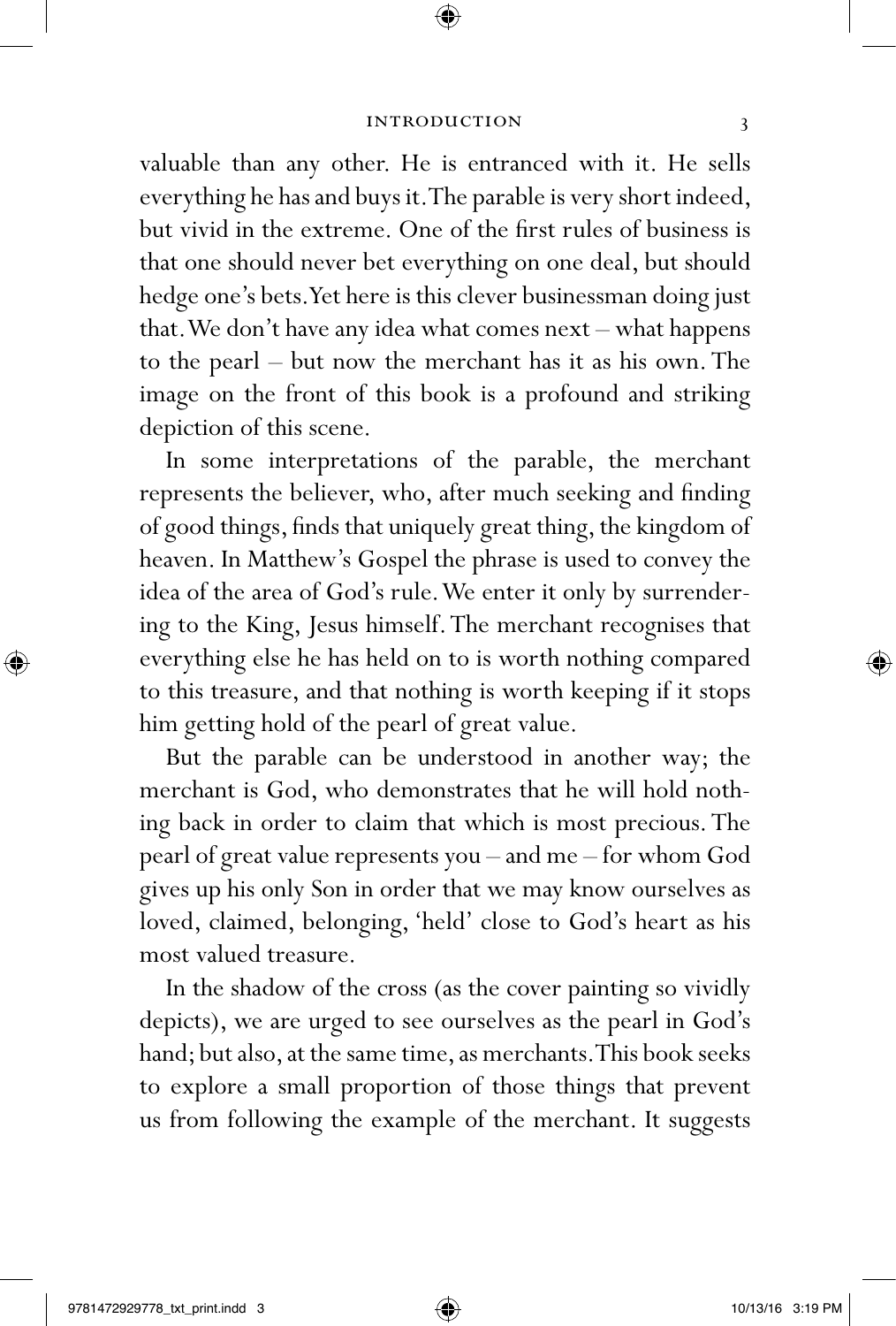valuable than any other. He is entranced with it. He sells everything he has and buys it. The parable is very short indeed, but vivid in the extreme. One of the first rules of business is that one should never bet everything on one deal, but should hedge one's bets. Yet here is this clever businessman doing just that. We don't have any idea what comes next – what happens to the pearl – but now the merchant has it as his own. The image on the front of this book is a profound and striking depiction of this scene.

In some interpretations of the parable, the merchant represents the believer, who, after much seeking and finding of good things, finds that uniquely great thing, the kingdom of heaven. In Matthew's Gospel the phrase is used to convey the idea of the area of God's rule. We enter it only by surrendering to the King, Jesus himself. The merchant recognises that everything else he has held on to is worth nothing compared to this treasure, and that nothing is worth keeping if it stops him getting hold of the pearl of great value.

But the parable can be understood in another way; the merchant is God, who demonstrates that he will hold nothing back in order to claim that which is most precious. The pearl of great value represents you – and me – for whom God gives up his only Son in order that we may know ourselves as loved, claimed, belonging, 'held' close to God's heart as his most valued treasure.

In the shadow of the cross (as the cover painting so vividly depicts), we are urged to see ourselves as the pearl in God's hand; but also, at the same time, as merchants. This book seeks to explore a small proportion of those things that prevent us from following the example of the merchant. It suggests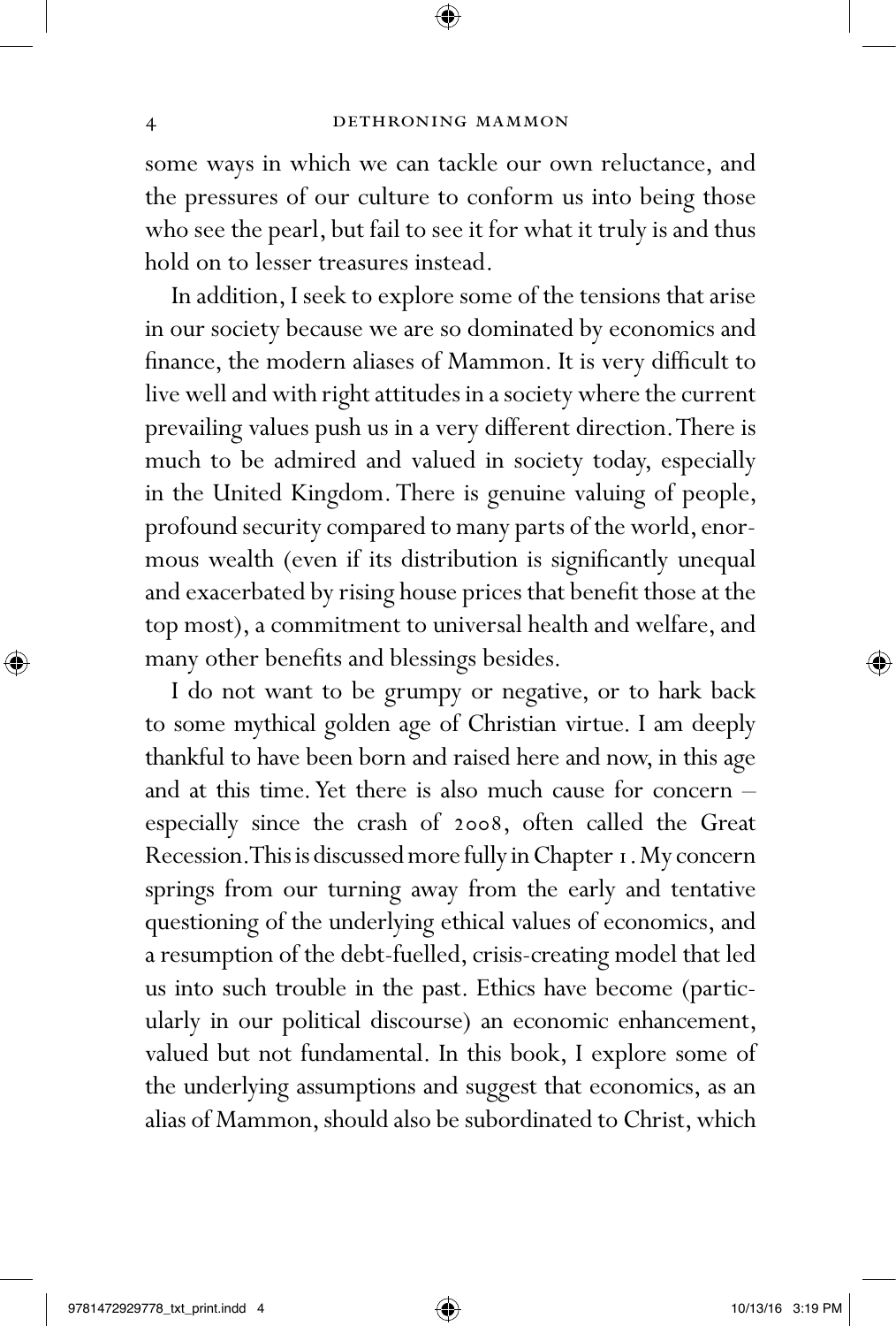some ways in which we can tackle our own reluctance, and the pressures of our culture to conform us into being those who see the pearl, but fail to see it for what it truly is and thus hold on to lesser treasures instead.

In addition, I seek to explore some of the tensions that arise in our society because we are so dominated by economics and finance, the modern aliases of Mammon. It is very difficult to live well and with right attitudes in a society where the current prevailing values push us in a very different direction. There is much to be admired and valued in society today, especially in the United Kingdom. There is genuine valuing of people, profound security compared to many parts of the world, enormous wealth (even if its distribution is significantly unequal and exacerbated by rising house prices that benefit those at the top most), a commitment to universal health and welfare, and many other benefits and blessings besides.

I do not want to be grumpy or negative, or to hark back to some mythical golden age of Christian virtue. I am deeply thankful to have been born and raised here and now, in this age and at this time. Yet there is also much cause for concern – especially since the crash of 2008, often called the Great Recession. This is discussed more fully in Chapter 1. My concern springs from our turning away from the early and tentative questioning of the underlying ethical values of economics, and a resumption of the debt-fuelled, crisis-creating model that led us into such trouble in the past. Ethics have become (particularly in our political discourse) an economic enhancement, valued but not fundamental. In this book, I explore some of the underlying assumptions and suggest that economics, as an alias of Mammon, should also be subordinated to Christ, which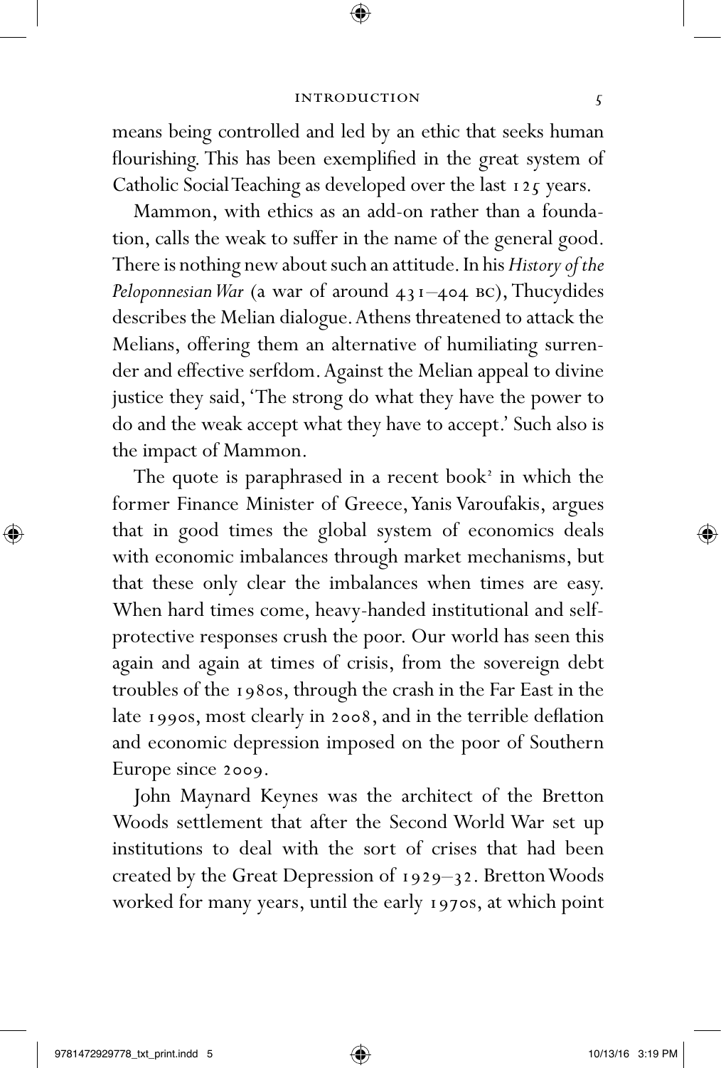means being controlled and led by an ethic that seeks human flourishing. This has been exemplified in the great system of Catholic Social Teaching as developed over the last 125 years.

Mammon, with ethics as an add-on rather than a foundation, calls the weak to suffer in the name of the general good. There is nothing new about such an attitude. In his *History of the Peloponnesian War* (a war of around 431–404 BC), Thucydides describes the Melian dialogue. Athens threatened to attack the Melians, offering them an alternative of humiliating surrender and effective serfdom. Against the Melian appeal to divine justice they said, 'The strong do what they have the power to do and the weak accept what they have to accept.' Such also is the impact of Mammon.

The quote is paraphrased in a recent book[2] in which the former Finance Minister of Greece, Yanis Varoufakis, argues that in good times the global system of economics deals with economic imbalances through market mechanisms, but that these only clear the imbalances when times are easy. When hard times come, heavy-handed institutional and self-protective responses crush the poor. Our world has seen this again and again at times of crisis, from the sovereign debt troubles of the 1980s, through the crash in the Far East in the late 1990s, most clearly in 2008, and in the terrible deflation and economic depression imposed on the poor of Southern Europe since 2009.

John Maynard Keynes was the architect of the Bretton Woods settlement that after the Second World War set up institutions to deal with the sort of crises that had been created by the Great Depression of 1929–32. Bretton Woods worked for many years, until the early 1970s, at which point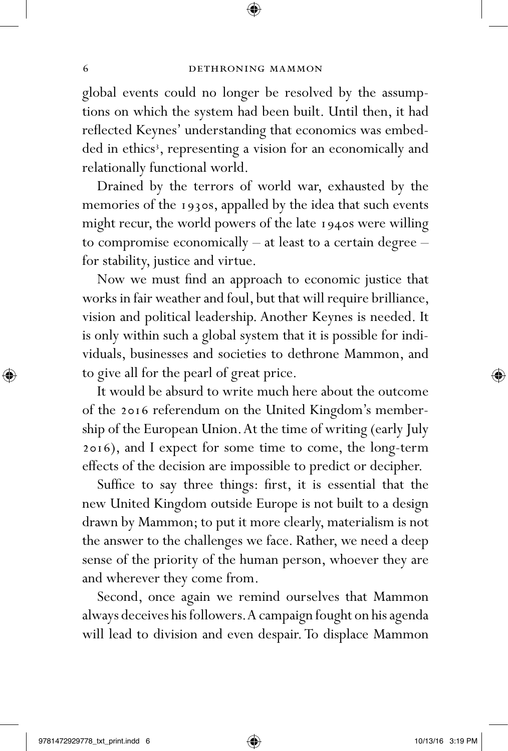global events could no longer be resolved by the assumptions on which the system had been built. Until then, it had reflected Keynes' understanding that economics was embedded in ethics[3], representing a vision for an economically and relationally functional world.

Drained by the terrors of world war, exhausted by the memories of the 1930s, appalled by the idea that such events might recur, the world powers of the late 1940s were willing to compromise economically – at least to a certain degree – for stability, justice and virtue.

Now we must find an approach to economic justice that works in fair weather and foul, but that will require brilliance, vision and political leadership. Another Keynes is needed. It is only within such a global system that it is possible for individuals, businesses and societies to dethrone Mammon, and to give all for the pearl of great price.

It would be absurd to write much here about the outcome of the 2016 referendum on the United Kingdom's membership of the European Union. At the time of writing (early July 2016), and I expect for some time to come, the long-term effects of the decision are impossible to predict or decipher.

Suffice to say three things: first, it is essential that the new United Kingdom outside Europe is not built to a design drawn by Mammon; to put it more clearly, materialism is not the answer to the challenges we face. Rather, we need a deep sense of the priority of the human person, whoever they are and wherever they come from.

Second, once again we remind ourselves that Mammon always deceives his followers. A campaign fought on his agenda will lead to division and even despair. To displace Mammon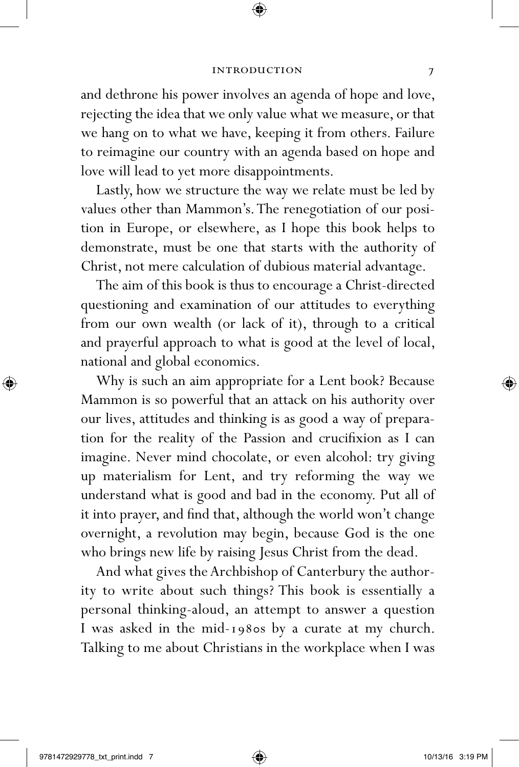and dethrone his power involves an agenda of hope and love, rejecting the idea that we only value what we measure, or that we hang on to what we have, keeping it from others. Failure to reimagine our country with an agenda based on hope and love will lead to yet more disappointments.

Lastly, how we structure the way we relate must be led by values other than Mammon's. The renegotiation of our position in Europe, or elsewhere, as I hope this book helps to demonstrate, must be one that starts with the authority of Christ, not mere calculation of dubious material advantage.

The aim of this book is thus to encourage a Christ-directed questioning and examination of our attitudes to everything from our own wealth (or lack of it), through to a critical and prayerful approach to what is good at the level of local, national and global economics.

Why is such an aim appropriate for a Lent book? Because Mammon is so powerful that an attack on his authority over our lives, attitudes and thinking is as good a way of preparation for the reality of the Passion and crucifixion as I can imagine. Never mind chocolate, or even alcohol: try giving up materialism for Lent, and try reforming the way we understand what is good and bad in the economy. Put all of it into prayer, and find that, although the world won't change overnight, a revolution may begin, because God is the one who brings new life by raising Jesus Christ from the dead.

And what gives the Archbishop of Canterbury the authority to write about such things? This book is essentially a personal thinking-aloud, an attempt to answer a question I was asked in the mid-1980s by a curate at my church. Talking to me about Christians in the workplace when I was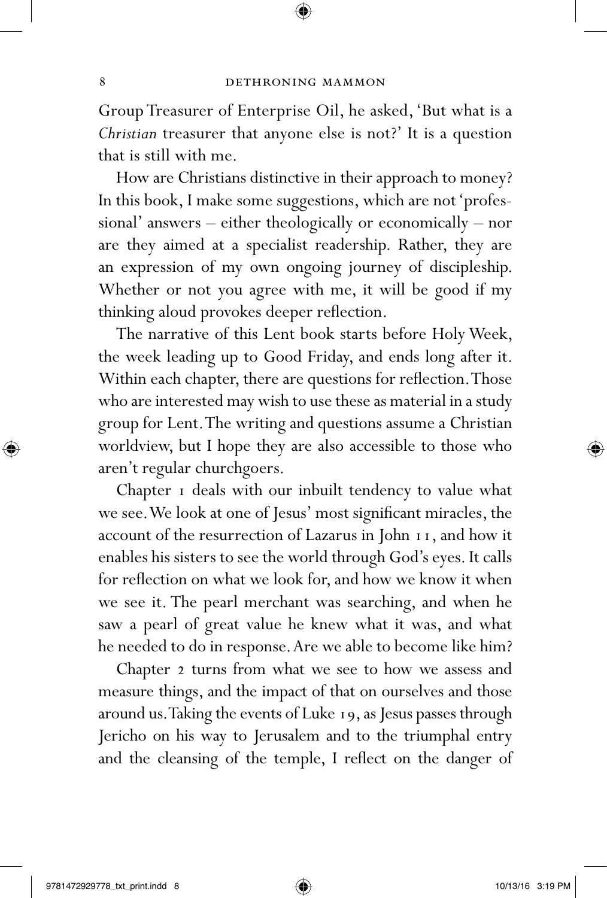Group Treasurer of Enterprise Oil, he asked, 'But what is a *Christian* treasurer that anyone else is not?' It is a question that is still with me.

How are Christians distinctive in their approach to money? In this book, I make some suggestions, which are not 'professional' answers – either theologically or economically – nor are they aimed at a specialist readership. Rather, they are an expression of my own ongoing journey of discipleship. Whether or not you agree with me, it will be good if my thinking aloud provokes deeper reflection.

The narrative of this Lent book starts before Holy Week, the week leading up to Good Friday, and ends long after it. Within each chapter, there are questions for reflection. Those who are interested may wish to use these as material in a study group for Lent. The writing and questions assume a Christian worldview, but I hope they are also accessible to those who aren't regular churchgoers.

Chapter 1 deals with our inbuilt tendency to value what we see. We look at one of Jesus' most significant miracles, the account of the resurrection of Lazarus in John 11, and how it enables his sisters to see the world through God's eyes. It calls for reflection on what we look for, and how we know it when we see it. The pearl merchant was searching, and when he saw a pearl of great value he knew what it was, and what he needed to do in response. Are we able to become like him?

Chapter 2 turns from what we see to how we assess and measure things, and the impact of that on ourselves and those around us. Taking the events of Luke 19, as Jesus passes through Jericho on his way to Jerusalem and to the triumphal entry and the cleansing of the temple, I reflect on the danger of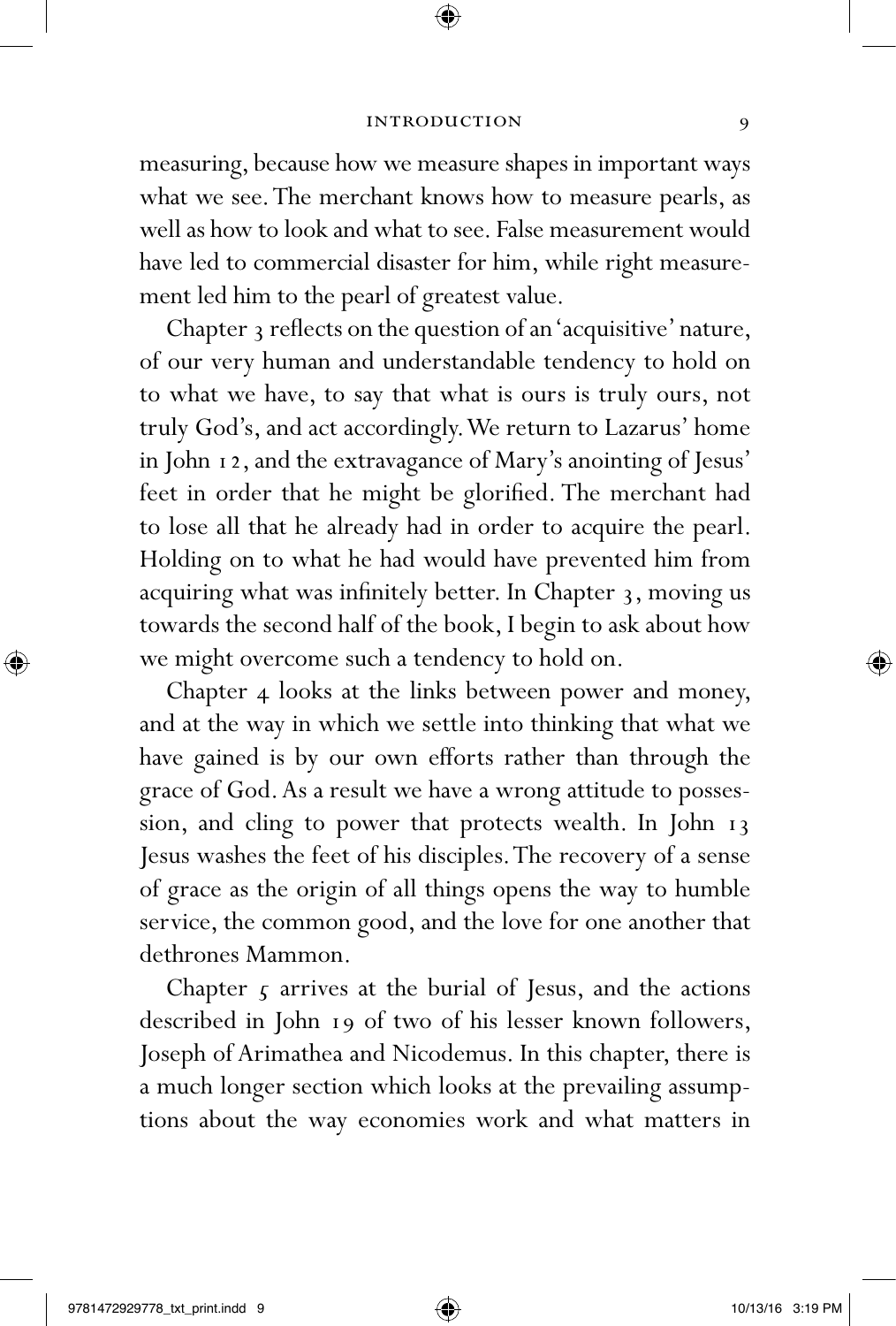measuring, because how we measure shapes in important ways what we see. The merchant knows how to measure pearls, as well as how to look and what to see. False measurement would have led to commercial disaster for him, while right measurement led him to the pearl of greatest value.

Chapter 3 reflects on the question of an 'acquisitive' nature, of our very human and understandable tendency to hold on to what we have, to say that what is ours is truly ours, not truly God's, and act accordingly. We return to Lazarus' home in John 12, and the extravagance of Mary's anointing of Jesus' feet in order that he might be glorified. The merchant had to lose all that he already had in order to acquire the pearl. Holding on to what he had would have prevented him from acquiring what was infinitely better. In Chapter 3, moving us towards the second half of the book, I begin to ask about how we might overcome such a tendency to hold on.

Chapter 4 looks at the links between power and money, and at the way in which we settle into thinking that what we have gained is by our own efforts rather than through the grace of God. As a result we have a wrong attitude to possession, and cling to power that protects wealth. In John 13 Jesus washes the feet of his disciples. The recovery of a sense of grace as the origin of all things opens the way to humble service, the common good, and the love for one another that dethrones Mammon.

Chapter 5 arrives at the burial of Jesus, and the actions described in John 19 of two of his lesser known followers, Joseph of Arimathea and Nicodemus. In this chapter, there is a much longer section which looks at the prevailing assumptions about the way economies work and what matters in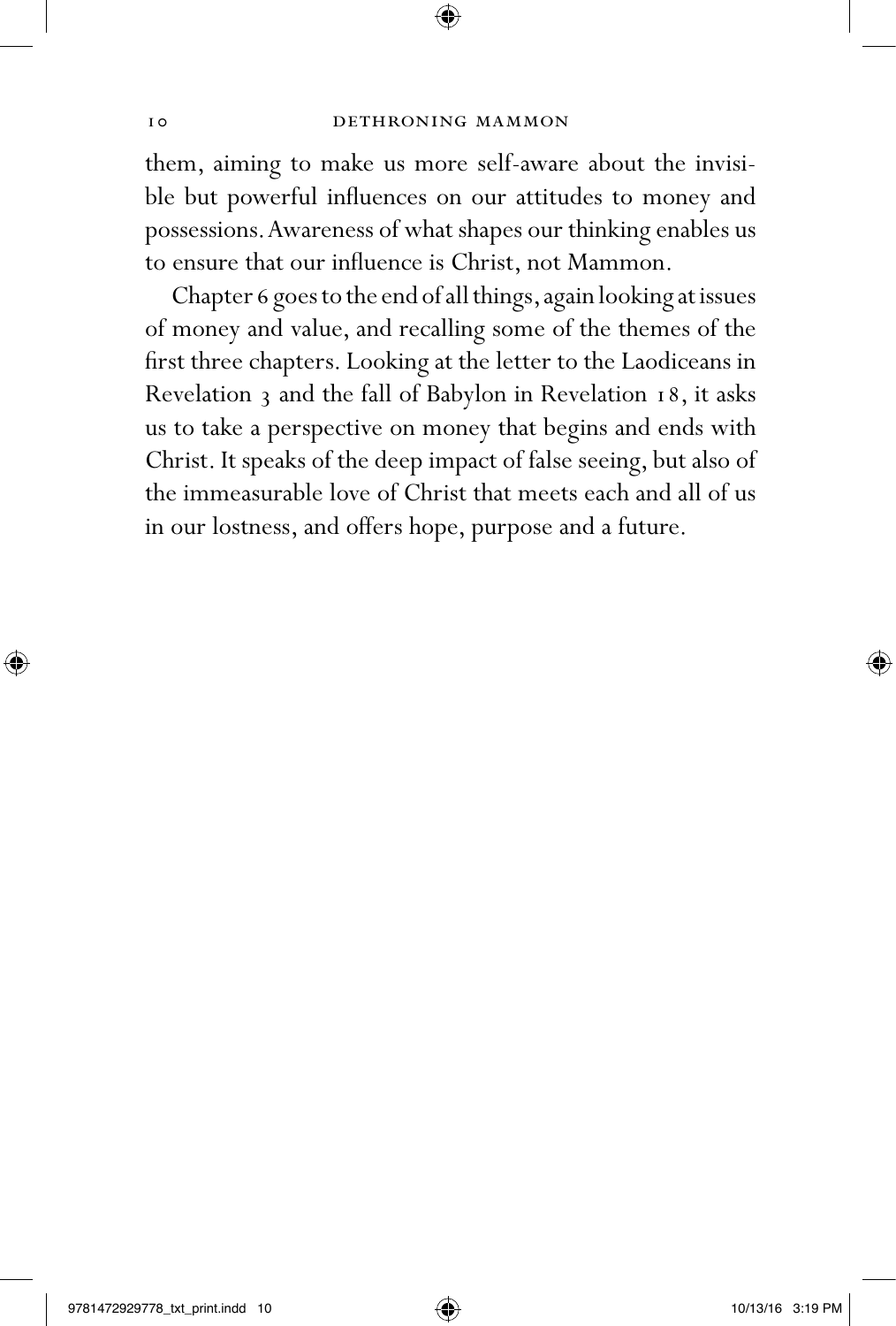them, aiming to make us more self-aware about the invisible but powerful influences on our attitudes to money and possessions. Awareness of what shapes our thinking enables us to ensure that our influence is Christ, not Mammon.

Chapter 6 goes to the end of all things, again looking at issues of money and value, and recalling some of the themes of the first three chapters. Looking at the letter to the Laodiceans in Revelation 3 and the fall of Babylon in Revelation 18, it asks us to take a perspective on money that begins and ends with Christ. It speaks of the deep impact of false seeing, but also of the immeasurable love of Christ that meets each and all of us in our lostness, and offers hope, purpose and a future.